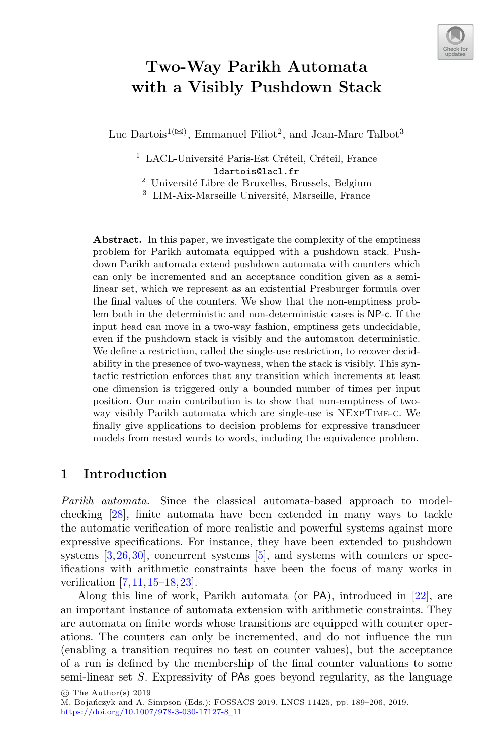# Two-Way Parikh Automata with a Visibly Pushdown Stack

Luc Dartois[1](✉), Emmanuel Filiot[2], and Jean-Marc Talbot[3]

[1] LACL-Université Paris-Est Créteil, Créteil, France
ldartois@lacl.fr
[2] Université Libre de Bruxelles, Brussels, Belgium
[3] LIM-Aix-Marseille Université, Marseille, France

**Abstract.** In this paper, we investigate the complexity of the emptiness problem for Parikh automata equipped with a pushdown stack. Pushdown Parikh automata extend pushdown automata with counters which can only be incremented and an acceptance condition given as a semi-linear set, which we represent as an existential Presburger formula over the final values of the counters. We show that the non-emptiness problem both in the deterministic and non-deterministic cases is NP-c. If the input head can move in a two-way fashion, emptiness gets undecidable, even if the pushdown stack is visibly and the automaton deterministic. We define a restriction, called the single-use restriction, to recover decidability in the presence of two-wayness, when the stack is visibly. This syntactic restriction enforces that any transition which increments at least one dimension is triggered only a bounded number of times per input position. Our main contribution is to show that non-emptiness of two-way visibly Parikh automata which are single-use is NExpTime-c. We finally give applications to decision problems for expressive transducer models from nested words to words, including the equivalence problem.

## 1 Introduction

*Parikh automata.* Since the classical automata-based approach to model-checking [28], finite automata have been extended in many ways to tackle the automatic verification of more realistic and powerful systems against more expressive specifications. For instance, they have been extended to pushdown systems [3,26,30], concurrent systems [5], and systems with counters or specifications with arithmetic constraints have been the focus of many works in verification [7,11,15–18,23].

Along this line of work, Parikh automata (or PA), introduced in [22], are an important instance of automata extension with arithmetic constraints. They are automata on finite words whose transitions are equipped with counter operations. The counters can only be incremented, and do not influence the run (enabling a transition requires no test on counter values), but the acceptance of a run is defined by the membership of the final counter valuations to some semi-linear set $S$. Expressivity of PAs goes beyond regularity, as the language

© The Author(s) 2019
M. Bojańczyk and A. Simpson (Eds.): FOSSACS 2019, LNCS 11425, pp. 189–206, 2019.
https://doi.org/10.1007/978-3-030-17127-8_11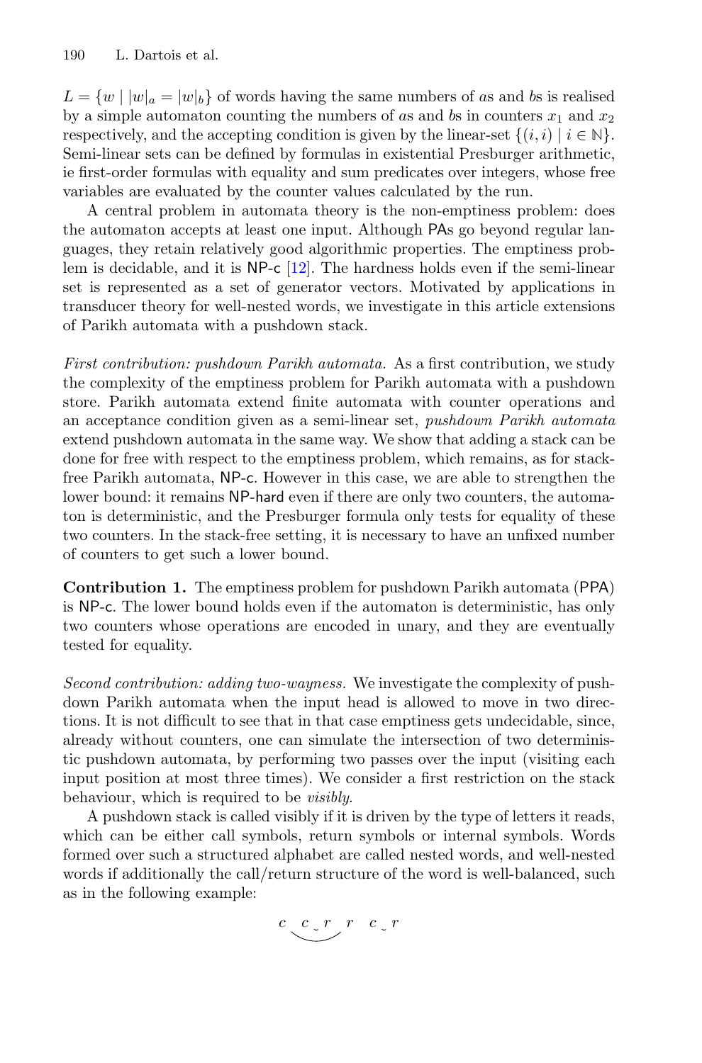$L = \{w \mid |w|_a = |w|_b\}$ of words having the same numbers of $a$s and $b$s is realised by a simple automaton counting the numbers of $a$s and $b$s in counters $x_1$ and $x_2$ respectively, and the accepting condition is given by the linear-set $\{(i,i) \mid i \in \mathbb{N}\}$. Semi-linear sets can be defined by formulas in existential Presburger arithmetic, ie first-order formulas with equality and sum predicates over integers, whose free variables are evaluated by the counter values calculated by the run.

A central problem in automata theory is the non-emptiness problem: does the automaton accepts at least one input. Although PAs go beyond regular languages, they retain relatively good algorithmic properties. The emptiness problem is decidable, and it is NP-c [12]. The hardness holds even if the semi-linear set is represented as a set of generator vectors. Motivated by applications in transducer theory for well-nested words, we investigate in this article extensions of Parikh automata with a pushdown stack.

*First contribution: pushdown Parikh automata.* As a first contribution, we study the complexity of the emptiness problem for Parikh automata with a pushdown store. Parikh automata extend finite automata with counter operations and an acceptance condition given as a semi-linear set, *pushdown Parikh automata* extend pushdown automata in the same way. We show that adding a stack can be done for free with respect to the emptiness problem, which remains, as for stack-free Parikh automata, NP-c. However in this case, we are able to strengthen the lower bound: it remains NP-hard even if there are only two counters, the automaton is deterministic, and the Presburger formula only tests for equality of these two counters. In the stack-free setting, it is necessary to have an unfixed number of counters to get such a lower bound.

**Contribution 1.** The emptiness problem for pushdown Parikh automata (PPA) is NP-c. The lower bound holds even if the automaton is deterministic, has only two counters whose operations are encoded in unary, and they are eventually tested for equality.

*Second contribution: adding two-wayness.* We investigate the complexity of pushdown Parikh automata when the input head is allowed to move in two directions. It is not difficult to see that in that case emptiness gets undecidable, since, already without counters, one can simulate the intersection of two deterministic pushdown automata, by performing two passes over the input (visiting each input position at most three times). We consider a first restriction on the stack behaviour, which is required to be *visibly*.

A pushdown stack is called visibly if it is driven by the type of letters it reads, which can be either call symbols, return symbols or internal symbols. Words formed over such a structured alphabet are called nested words, and well-nested words if additionally the call/return structure of the word is well-balanced, such as in the following example:

$$c \; c \; r \; r \; c \; r$$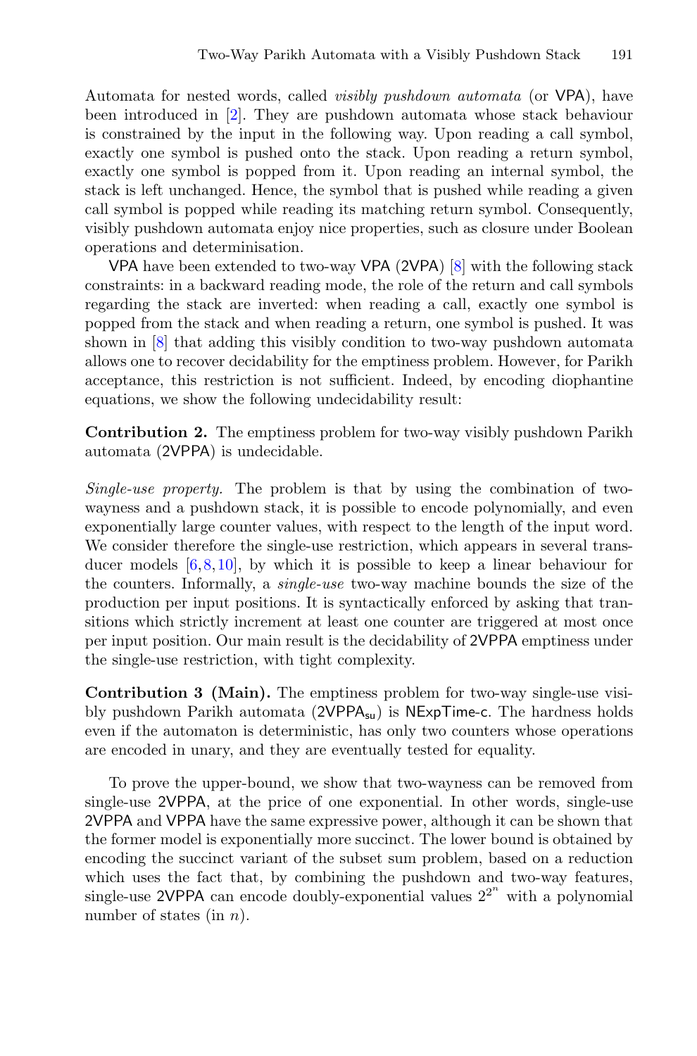Automata for nested words, called *visibly pushdown automata* (or VPA), have been introduced in [2]. They are pushdown automata whose stack behaviour is constrained by the input in the following way. Upon reading a call symbol, exactly one symbol is pushed onto the stack. Upon reading a return symbol, exactly one symbol is popped from it. Upon reading an internal symbol, the stack is left unchanged. Hence, the symbol that is pushed while reading a given call symbol is popped while reading its matching return symbol. Consequently, visibly pushdown automata enjoy nice properties, such as closure under Boolean operations and determinisation.

VPA have been extended to two-way VPA (2VPA) [8] with the following stack constraints: in a backward reading mode, the role of the return and call symbols regarding the stack are inverted: when reading a call, exactly one symbol is popped from the stack and when reading a return, one symbol is pushed. It was shown in [8] that adding this visibly condition to two-way pushdown automata allows one to recover decidability for the emptiness problem. However, for Parikh acceptance, this restriction is not sufficient. Indeed, by encoding diophantine equations, we show the following undecidability result:

**Contribution 2.** The emptiness problem for two-way visibly pushdown Parikh automata (2VPPA) is undecidable.

*Single-use property.* The problem is that by using the combination of two-wayness and a pushdown stack, it is possible to encode polynomially, and even exponentially large counter values, with respect to the length of the input word. We consider therefore the single-use restriction, which appears in several transducer models [6,8,10], by which it is possible to keep a linear behaviour for the counters. Informally, a *single-use* two-way machine bounds the size of the production per input positions. It is syntactically enforced by asking that transitions which strictly increment at least one counter are triggered at most once per input position. Our main result is the decidability of 2VPPA emptiness under the single-use restriction, with tight complexity.

**Contribution 3 (Main).** The emptiness problem for two-way single-use visibly pushdown Parikh automata ($2\mathsf{VPPA}_{\mathsf{su}}$) is NExpTime-c. The hardness holds even if the automaton is deterministic, has only two counters whose operations are encoded in unary, and they are eventually tested for equality.

To prove the upper-bound, we show that two-wayness can be removed from single-use 2VPPA, at the price of one exponential. In other words, single-use 2VPPA and VPPA have the same expressive power, although it can be shown that the former model is exponentially more succinct. The lower bound is obtained by encoding the succinct variant of the subset sum problem, based on a reduction which uses the fact that, by combining the pushdown and two-way features, single-use 2VPPA can encode doubly-exponential values $2^{2^n}$ with a polynomial number of states (in $n$).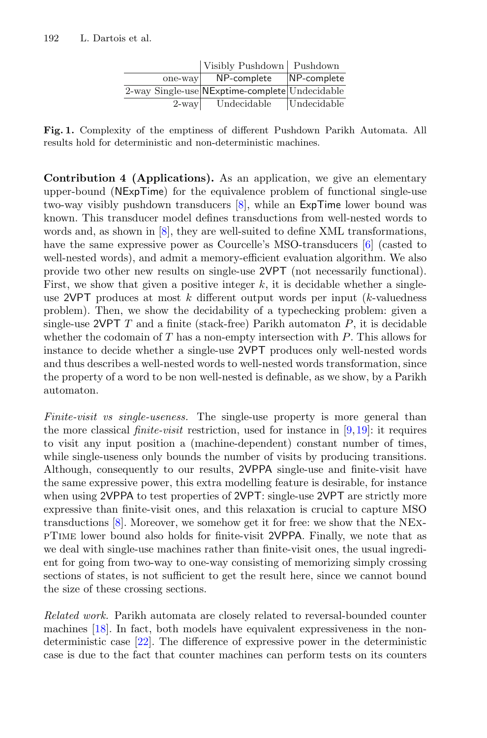| | Visibly Pushdown | Pushdown |
|---|---|---|
| one-way | NP-complete | NP-complete |
| 2-way Single-use | NExptime-complete | Undecidable |
| 2-way | Undecidable | Undecidable |

**Fig. 1.** Complexity of the emptiness of different Pushdown Parikh Automata. All results hold for deterministic and non-deterministic machines.

**Contribution 4 (Applications).** As an application, we give an elementary upper-bound (NExpTime) for the equivalence problem of functional single-use two-way visibly pushdown transducers [8], while an ExpTime lower bound was known. This transducer model defines transductions from well-nested words to words and, as shown in [8], they are well-suited to define XML transformations, have the same expressive power as Courcelle's MSO-transducers [6] (casted to well-nested words), and admit a memory-efficient evaluation algorithm. We also provide two other new results on single-use 2VPT (not necessarily functional). First, we show that given a positive integer $k$, it is decidable whether a single-use 2VPT produces at most $k$ different output words per input ($k$-valuedness problem). Then, we show the decidability of a typechecking problem: given a single-use 2VPT $T$ and a finite (stack-free) Parikh automaton $P$, it is decidable whether the codomain of $T$ has a non-empty intersection with $P$. This allows for instance to decide whether a single-use 2VPT produces only well-nested words and thus describes a well-nested words to well-nested words transformation, since the property of a word to be non well-nested is definable, as we show, by a Parikh automaton.

*Finite-visit vs single-useness.* The single-use property is more general than the more classical *finite-visit* restriction, used for instance in [9,19]: it requires to visit any input position a (machine-dependent) constant number of times, while single-useness only bounds the number of visits by producing transitions. Although, consequently to our results, 2VPPA single-use and finite-visit have the same expressive power, this extra modelling feature is desirable, for instance when using 2VPPA to test properties of 2VPT: single-use 2VPT are strictly more expressive than finite-visit ones, and this relaxation is crucial to capture MSO transductions [8]. Moreover, we somehow get it for free: we show that the NExpTime lower bound also holds for finite-visit 2VPPA. Finally, we note that as we deal with single-use machines rather than finite-visit ones, the usual ingredient for going from two-way to one-way consisting of memorizing simply crossing sections of states, is not sufficient to get the result here, since we cannot bound the size of these crossing sections.

*Related work.* Parikh automata are closely related to reversal-bounded counter machines [18]. In fact, both models have equivalent expressiveness in the non-deterministic case [22]. The difference of expressive power in the deterministic case is due to the fact that counter machines can perform tests on its counters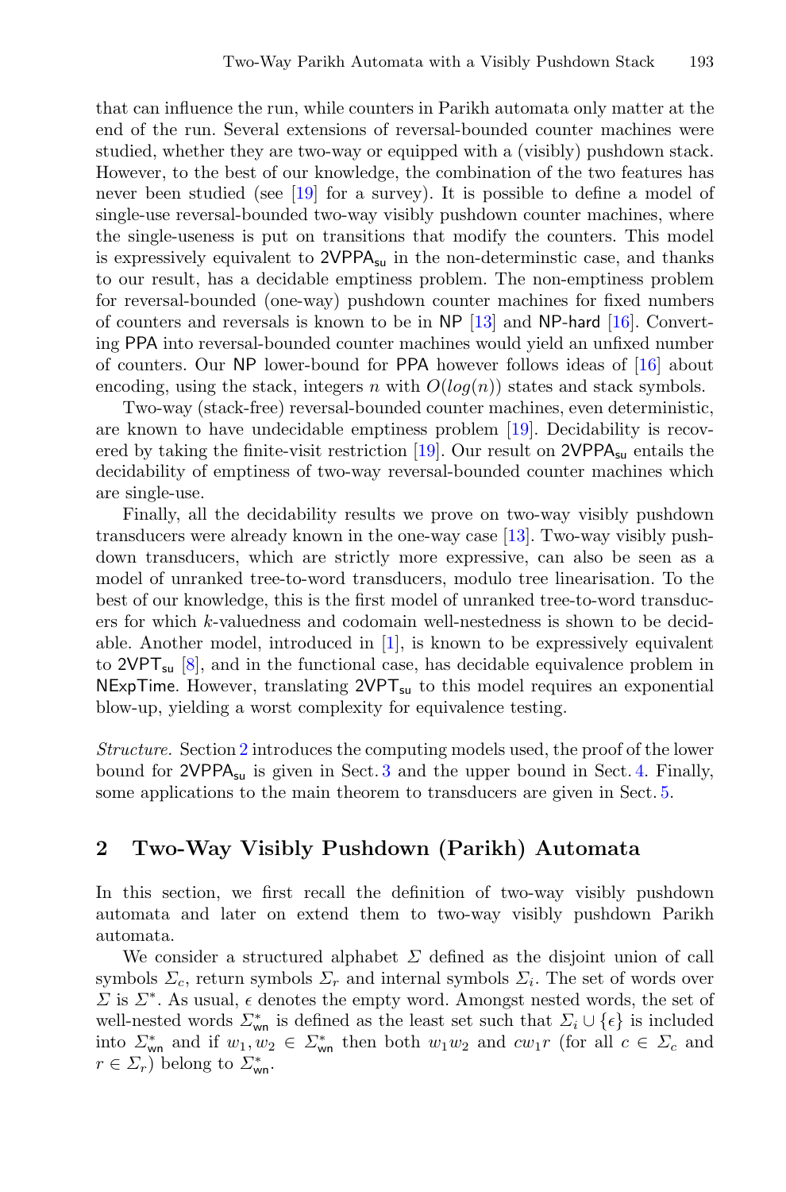that can influence the run, while counters in Parikh automata only matter at the end of the run. Several extensions of reversal-bounded counter machines were studied, whether they are two-way or equipped with a (visibly) pushdown stack. However, to the best of our knowledge, the combination of the two features has never been studied (see [19] for a survey). It is possible to define a model of single-use reversal-bounded two-way visibly pushdown counter machines, where the single-useness is put on transitions that modify the counters. This model is expressively equivalent to $\mathsf{2VPPA_{su}}$ in the non-determinstic case, and thanks to our result, has a decidable emptiness problem. The non-emptiness problem for reversal-bounded (one-way) pushdown counter machines for fixed numbers of counters and reversals is known to be in NP [13] and NP-hard [16]. Converting PPA into reversal-bounded counter machines would yield an unfixed number of counters. Our NP lower-bound for PPA however follows ideas of [16] about encoding, using the stack, integers $n$ with $O(log(n))$ states and stack symbols.

Two-way (stack-free) reversal-bounded counter machines, even deterministic, are known to have undecidable emptiness problem [19]. Decidability is recovered by taking the finite-visit restriction [19]. Our result on $\mathsf{2VPPA_{su}}$ entails the decidability of emptiness of two-way reversal-bounded counter machines which are single-use.

Finally, all the decidability results we prove on two-way visibly pushdown transducers were already known in the one-way case [13]. Two-way visibly pushdown transducers, which are strictly more expressive, can also be seen as a model of unranked tree-to-word transducers, modulo tree linearisation. To the best of our knowledge, this is the first model of unranked tree-to-word transducers for which $k$-valuedness and codomain well-nestedness is shown to be decidable. Another model, introduced in [1], is known to be expressively equivalent to $\mathsf{2VPT_{su}}$ [8], and in the functional case, has decidable equivalence problem in NExpTime. However, translating $\mathsf{2VPT_{su}}$ to this model requires an exponential blow-up, yielding a worst complexity for equivalence testing.

*Structure.* Section 2 introduces the computing models used, the proof of the lower bound for $\mathsf{2VPPA_{su}}$ is given in Sect. 3 and the upper bound in Sect. 4. Finally, some applications to the main theorem to transducers are given in Sect. 5.

## 2 Two-Way Visibly Pushdown (Parikh) Automata

In this section, we first recall the definition of two-way visibly pushdown automata and later on extend them to two-way visibly pushdown Parikh automata.

We consider a structured alphabet $\Sigma$ defined as the disjoint union of call symbols $\Sigma_c$, return symbols $\Sigma_r$ and internal symbols $\Sigma_i$. The set of words over $\Sigma$ is $\Sigma^*$. As usual, $\epsilon$ denotes the empty word. Amongst nested words, the set of well-nested words $\Sigma^*_{\mathsf{wn}}$ is defined as the least set such that $\Sigma_i \cup \{\epsilon\}$ is included into $\Sigma^*_{\mathsf{wn}}$ and if $w_1, w_2 \in \Sigma^*_{\mathsf{wn}}$ then both $w_1 w_2$ and $c w_1 r$ (for all $c \in \Sigma_c$ and $r \in \Sigma_r$) belong to $\Sigma^*_{\mathsf{wn}}$.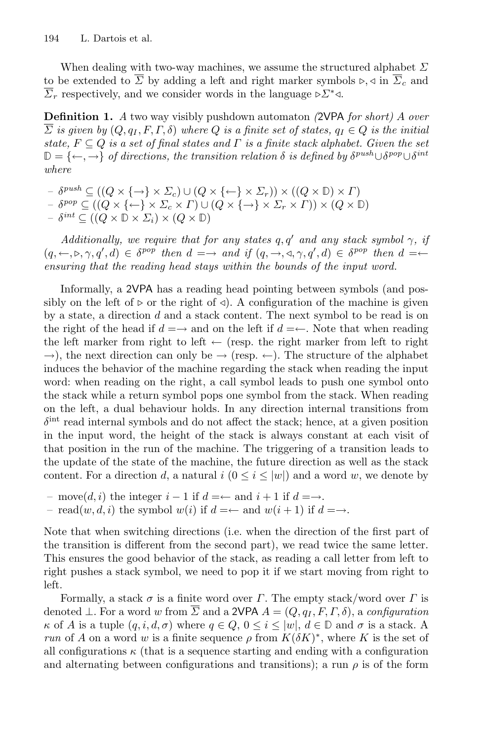When dealing with two-way machines, we assume the structured alphabet $\Sigma$ to be extended to $\overline{\Sigma}$ by adding a left and right marker symbols $\triangleright, \triangleleft$ in $\overline{\Sigma}_c$ and $\overline{\Sigma}_r$ respectively, and we consider words in the language $\triangleright\Sigma^*\triangleleft$.

**Definition 1.** *A two way visibly pushdown automaton (*2VPA *for short) $A$ over $\overline{\Sigma}$ is given by $(Q, q_I, F, \Gamma, \delta)$ where $Q$ is a finite set of states, $q_I \in Q$ is the initial state, $F \subseteq Q$ is a set of final states and $\Gamma$ is a finite stack alphabet. Given the set $\mathbb{D} = \{\leftarrow, \rightarrow\}$ of directions, the transition relation $\delta$ is defined by $\delta^{push} \cup \delta^{pop} \cup \delta^{int}$ where*

- $\delta^{push} \subseteq ((Q \times \{\rightarrow\} \times \Sigma_c) \cup (Q \times \{\leftarrow\} \times \Sigma_r)) \times ((Q \times \mathbb{D}) \times \Gamma)$
- $\delta^{pop} \subseteq ((Q \times \{\leftarrow\} \times \Sigma_c \times \Gamma) \cup (Q \times \{\rightarrow\} \times \Sigma_r \times \Gamma)) \times (Q \times \mathbb{D})$
- $\delta^{int} \subseteq ((Q \times \mathbb{D} \times \Sigma_i) \times (Q \times \mathbb{D})$

*Additionally, we require that for any states $q, q'$ and any stack symbol $\gamma$, if $(q, \leftarrow, \triangleright, \gamma, q', d) \in \delta^{pop}$ then $d = \rightarrow$ and if $(q, \rightarrow, \triangleleft, \gamma, q', d) \in \delta^{pop}$ then $d = \leftarrow$ ensuring that the reading head stays within the bounds of the input word.*

Informally, a 2VPA has a reading head pointing between symbols (and possibly on the left of $\triangleright$ or the right of $\triangleleft$). A configuration of the machine is given by a state, a direction $d$ and a stack content. The next symbol to be read is on the right of the head if $d = \rightarrow$ and on the left if $d = \leftarrow$. Note that when reading the left marker from right to left $\leftarrow$ (resp. the right marker from left to right $\rightarrow$), the next direction can only be $\rightarrow$ (resp. $\leftarrow$). The structure of the alphabet induces the behavior of the machine regarding the stack when reading the input word: when reading on the right, a call symbol leads to push one symbol onto the stack while a return symbol pops one symbol from the stack. When reading on the left, a dual behaviour holds. In any direction internal transitions from $\delta^{\text{int}}$ read internal symbols and do not affect the stack; hence, at a given position in the input word, the height of the stack is always constant at each visit of that position in the run of the machine. The triggering of a transition leads to the update of the state of the machine, the future direction as well as the stack content. For a direction $d$, a natural $i$ $(0 \leq i \leq |w|)$ and a word $w$, we denote by

- move$(d, i)$ the integer $i - 1$ if $d = \leftarrow$ and $i + 1$ if $d = \rightarrow$.
- read$(w, d, i)$ the symbol $w(i)$ if $d = \leftarrow$ and $w(i + 1)$ if $d = \rightarrow$.

Note that when switching directions (i.e. when the direction of the first part of the transition is different from the second part), we read twice the same letter. This ensures the good behavior of the stack, as reading a call letter from left to right pushes a stack symbol, we need to pop it if we start moving from right to left.

Formally, a stack $\sigma$ is a finite word over $\Gamma$. The empty stack/word over $\Gamma$ is denoted $\perp$. For a word $w$ from $\overline{\Sigma}$ and a 2VPA $A = (Q, q_I, F, \Gamma, \delta)$, a *configuration* $\kappa$ of $A$ is a tuple $(q, i, d, \sigma)$ where $q \in Q$, $0 \leq i \leq |w|$, $d \in \mathbb{D}$ and $\sigma$ is a stack. A *run* of $A$ on a word $w$ is a finite sequence $\rho$ from $K(\delta K)^*$, where $K$ is the set of all configurations $\kappa$ (that is a sequence starting and ending with a configuration and alternating between configurations and transitions); a run $\rho$ is of the form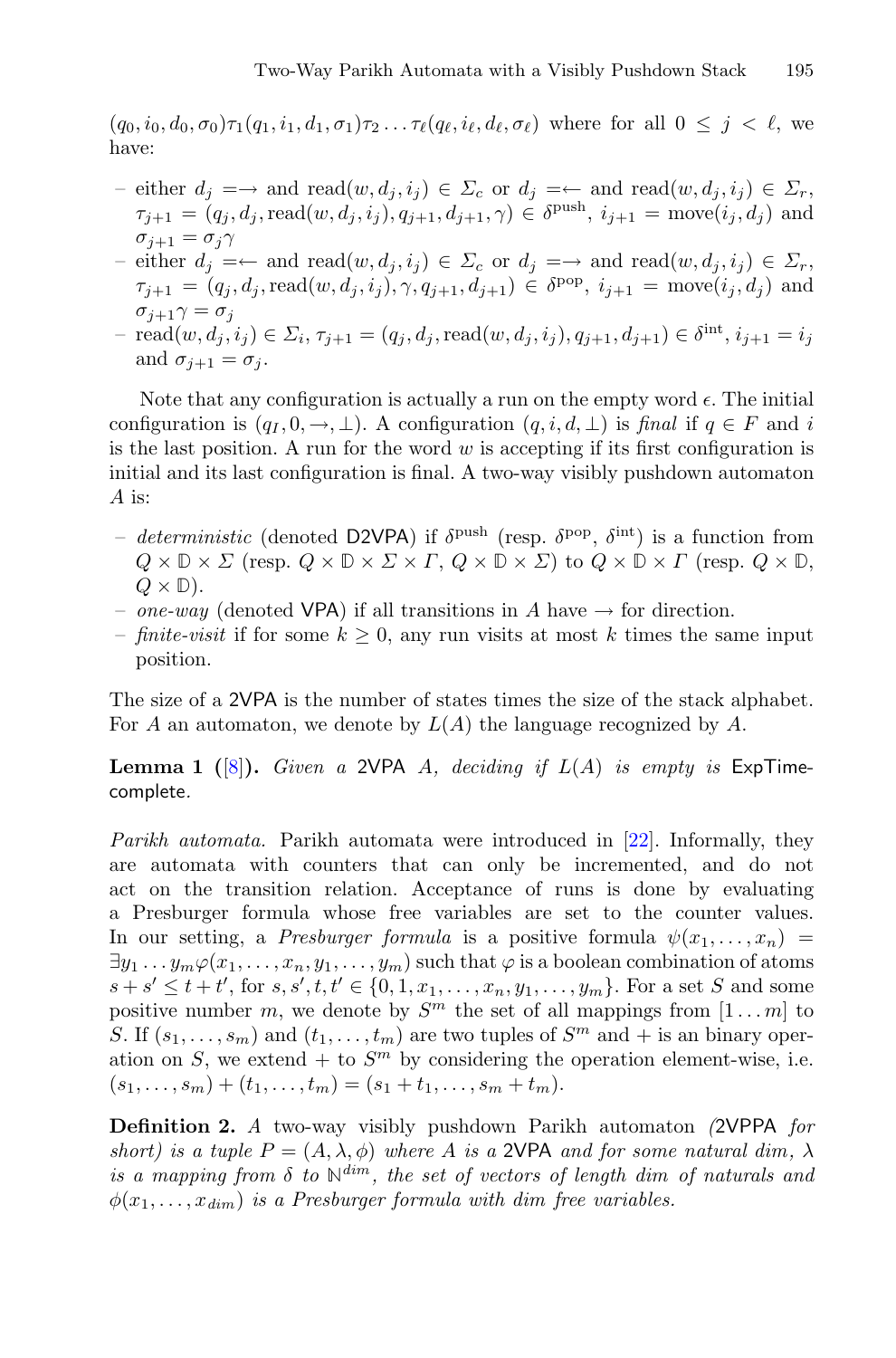$(q_0, i_0, d_0, \sigma_0)\tau_1(q_1, i_1, d_1, \sigma_1)\tau_2 \dots \tau_\ell(q_\ell, i_\ell, d_\ell, \sigma_\ell)$ where for all $0 \leq j < \ell$, we have:

- either $d_j = \rightarrow$ and $\text{read}(w, d_j, i_j) \in \Sigma_c$ or $d_j = \leftarrow$ and $\text{read}(w, d_j, i_j) \in \Sigma_r$, $\tau_{j+1} = (q_j, d_j, \text{read}(w, d_j, i_j), q_{j+1}, d_{j+1}, \gamma) \in \delta^{\text{push}}$, $i_{j+1} = \text{move}(i_j, d_j)$ and $\sigma_{j+1} = \sigma_j\gamma$
- either $d_j = \leftarrow$ and $\text{read}(w, d_j, i_j) \in \Sigma_c$ or $d_j = \rightarrow$ and $\text{read}(w, d_j, i_j) \in \Sigma_r$, $\tau_{j+1} = (q_j, d_j, \text{read}(w, d_j, i_j), \gamma, q_{j+1}, d_{j+1}) \in \delta^{\text{pop}}$, $i_{j+1} = \text{move}(i_j, d_j)$ and $\sigma_{j+1}\gamma = \sigma_j$
- $\text{read}(w, d_j, i_j) \in \Sigma_i$, $\tau_{j+1} = (q_j, d_j, \text{read}(w, d_j, i_j), q_{j+1}, d_{j+1}) \in \delta^{\text{int}}$, $i_{j+1} = i_j$ and $\sigma_{j+1} = \sigma_j$.

Note that any configuration is actually a run on the empty word $\epsilon$. The initial configuration is $(q_I, 0, \rightarrow, \bot)$. A configuration $(q, i, d, \bot)$ is *final* if $q \in F$ and $i$ is the last position. A run for the word $w$ is accepting if its first configuration is initial and its last configuration is final. A two-way visibly pushdown automaton $A$ is:

- *deterministic* (denoted D2VPA) if $\delta^{\text{push}}$ (resp. $\delta^{\text{pop}}$, $\delta^{\text{int}}$) is a function from $Q \times \mathbb{D} \times \Sigma$ (resp. $Q \times \mathbb{D} \times \Sigma \times \Gamma$, $Q \times \mathbb{D} \times \Sigma$) to $Q \times \mathbb{D} \times \Gamma$ (resp. $Q \times \mathbb{D}$, $Q \times \mathbb{D}$).
- *one-way* (denoted VPA) if all transitions in $A$ have $\rightarrow$ for direction.
- *finite-visit* if for some $k \geq 0$, any run visits at most $k$ times the same input position.

The size of a 2VPA is the number of states times the size of the stack alphabet. For $A$ an automaton, we denote by $L(A)$ the language recognized by $A$.

**Lemma 1 ([8]).** *Given a* 2VPA $A$*, deciding if* $L(A)$ *is empty is* ExpTime*-complete.*

*Parikh automata.* Parikh automata were introduced in [22]. Informally, they are automata with counters that can only be incremented, and do not act on the transition relation. Acceptance of runs is done by evaluating a Presburger formula whose free variables are set to the counter values. In our setting, a *Presburger formula* is a positive formula $\psi(x_1, \dots, x_n) = \exists y_1 \dots y_m \varphi(x_1, \dots, x_n, y_1, \dots, y_m)$ such that $\varphi$ is a boolean combination of atoms $s + s' \leq t + t'$, for $s, s', t, t' \in \{0, 1, x_1, \dots, x_n, y_1, \dots, y_m\}$. For a set $S$ and some positive number $m$, we denote by $S^m$ the set of all mappings from $[1 \dots m]$ to $S$. If $(s_1, \dots, s_m)$ and $(t_1, \dots, t_m)$ are two tuples of $S^m$ and $+$ is an binary operation on $S$, we extend $+$ to $S^m$ by considering the operation element-wise, i.e. $(s_1, \dots, s_m) + (t_1, \dots, t_m) = (s_1 + t_1, \dots, s_m + t_m)$.

**Definition 2.** *A* two-way visibly pushdown Parikh automaton *(*2VPPA *for short) is a tuple* $P = (A, \lambda, \phi)$ *where* $A$ *is a* 2VPA *and for some natural* $dim$*,* $\lambda$ *is a mapping from* $\delta$ *to* $\mathbb{N}^{dim}$*, the set of vectors of length* $dim$ *of naturals and* $\phi(x_1, \dots, x_{dim})$ *is a Presburger formula with* $dim$ *free variables.*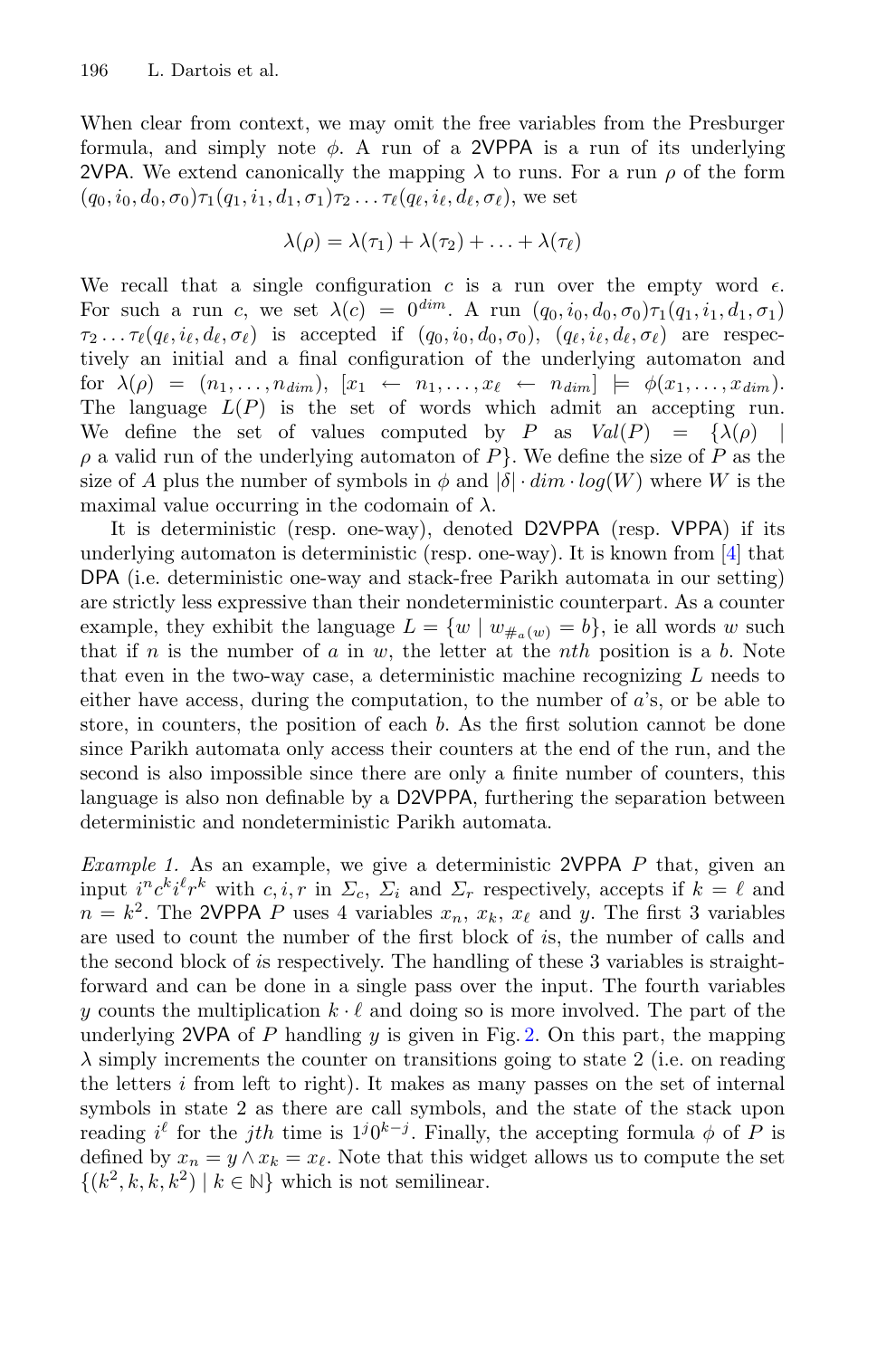When clear from context, we may omit the free variables from the Presburger formula, and simply note $\phi$. A run of a 2VPPA is a run of its underlying 2VPA. We extend canonically the mapping $\lambda$ to runs. For a run $\rho$ of the form $(q_0, i_0, d_0, \sigma_0)\tau_1(q_1, i_1, d_1, \sigma_1)\tau_2 \ldots \tau_\ell(q_\ell, i_\ell, d_\ell, \sigma_\ell)$, we set

$$\lambda(\rho) = \lambda(\tau_1) + \lambda(\tau_2) + \ldots + \lambda(\tau_\ell)$$

We recall that a single configuration $c$ is a run over the empty word $\epsilon$. For such a run $c$, we set $\lambda(c) = 0^{dim}$. A run $(q_0, i_0, d_0, \sigma_0)\tau_1(q_1, i_1, d_1, \sigma_1)$ $\tau_2 \ldots \tau_\ell(q_\ell, i_\ell, d_\ell, \sigma_\ell)$ is accepted if $(q_0, i_0, d_0, \sigma_0)$, $(q_\ell, i_\ell, d_\ell, \sigma_\ell)$ are respectively an initial and a final configuration of the underlying automaton and for $\lambda(\rho) = (n_1, \ldots, n_{dim})$, $[x_1 \leftarrow n_1, \ldots, x_\ell \leftarrow n_{dim}] \models \phi(x_1, \ldots, x_{dim})$. The language $L(P)$ is the set of words which admit an accepting run. We define the set of values computed by $P$ as $Val(P) = \{\lambda(\rho) \mid \rho$ a valid run of the underlying automaton of $P\}$. We define the size of $P$ as the size of $A$ plus the number of symbols in $\phi$ and $|\delta| \cdot dim \cdot log(W)$ where $W$ is the maximal value occurring in the codomain of $\lambda$.

It is deterministic (resp. one-way), denoted D2VPPA (resp. VPPA) if its underlying automaton is deterministic (resp. one-way). It is known from [4] that DPA (i.e. deterministic one-way and stack-free Parikh automata in our setting) are strictly less expressive than their nondeterministic counterpart. As a counter example, they exhibit the language $L = \{w \mid w_{\#_a(w)} = b\}$, ie all words $w$ such that if $n$ is the number of $a$ in $w$, the letter at the $nth$ position is a $b$. Note that even in the two-way case, a deterministic machine recognizing $L$ needs to either have access, during the computation, to the number of $a$'s, or be able to store, in counters, the position of each $b$. As the first solution cannot be done since Parikh automata only access their counters at the end of the run, and the second is also impossible since there are only a finite number of counters, this language is also non definable by a D2VPPA, furthering the separation between deterministic and nondeterministic Parikh automata.

*Example 1.* As an example, we give a deterministic 2VPPA $P$ that, given an input $i^n c^k i^\ell r^k$ with $c, i, r$ in $\Sigma_c$, $\Sigma_i$ and $\Sigma_r$ respectively, accepts if $k = \ell$ and $n = k^2$. The 2VPPA $P$ uses 4 variables $x_n$, $x_k$, $x_\ell$ and $y$. The first 3 variables are used to count the number of the first block of $i$s, the number of calls and the second block of $i$s respectively. The handling of these 3 variables is straightforward and can be done in a single pass over the input. The fourth variables $y$ counts the multiplication $k \cdot \ell$ and doing so is more involved. The part of the underlying 2VPA of $P$ handling $y$ is given in Fig. 2. On this part, the mapping $\lambda$ simply increments the counter on transitions going to state 2 (i.e. on reading the letters $i$ from left to right). It makes as many passes on the set of internal symbols in state 2 as there are call symbols, and the state of the stack upon reading $i^\ell$ for the $jth$ time is $1^j 0^{k-j}$. Finally, the accepting formula $\phi$ of $P$ is defined by $x_n = y \wedge x_k = x_\ell$. Note that this widget allows us to compute the set $\{(k^2, k, k, k^2) \mid k \in \mathbb{N}\}$ which is not semilinear.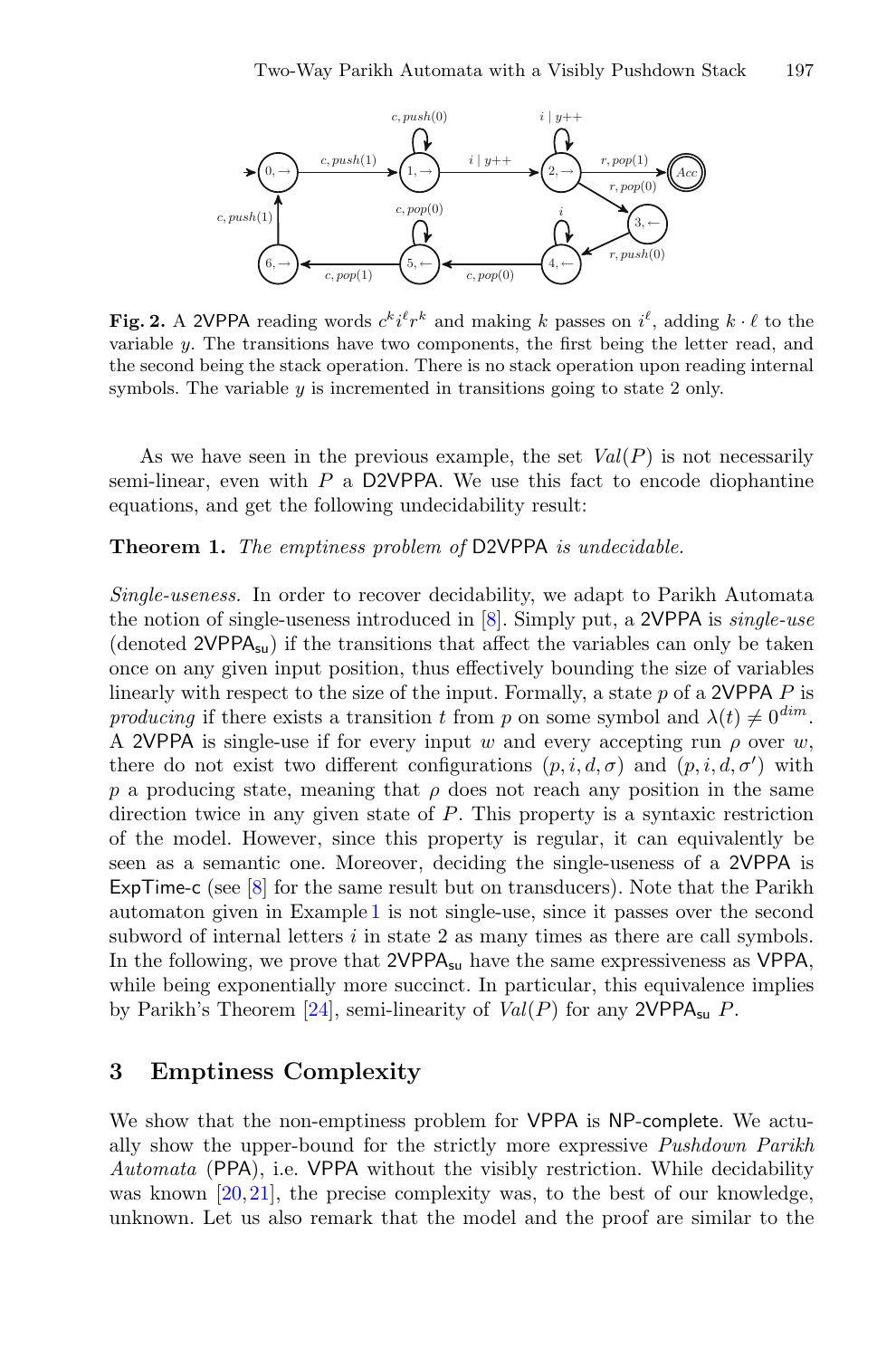**Fig. 2.** A 2VPPA reading words $c^k i^\ell r^k$ and making $k$ passes on $i^\ell$, adding $k \cdot \ell$ to the variable $y$. The transitions have two components, the first being the letter read, and the second being the stack operation. There is no stack operation upon reading internal symbols. The variable $y$ is incremented in transitions going to state 2 only.

As we have seen in the previous example, the set $Val(P)$ is not necessarily semi-linear, even with $P$ a D2VPPA. We use this fact to encode diophantine equations, and get the following undecidability result:

**Theorem 1.** *The emptiness problem of* D2VPPA *is undecidable.*

*Single-useness.* In order to recover decidability, we adapt to Parikh Automata the notion of single-useness introduced in [8]. Simply put, a 2VPPA is *single-use* (denoted $\mathsf{2VPPA_{su}}$) if the transitions that affect the variables can only be taken once on any given input position, thus effectively bounding the size of variables linearly with respect to the size of the input. Formally, a state $p$ of a 2VPPA $P$ is *producing* if there exists a transition $t$ from $p$ on some symbol and $\lambda(t) \neq 0^{dim}$. A 2VPPA is single-use if for every input $w$ and every accepting run $\rho$ over $w$, there do not exist two different configurations $(p, i, d, \sigma)$ and $(p, i, d, \sigma')$ with $p$ a producing state, meaning that $\rho$ does not reach any position in the same direction twice in any given state of $P$. This property is a syntaxic restriction of the model. However, since this property is regular, it can equivalently be seen as a semantic one. Moreover, deciding the single-useness of a 2VPPA is ExpTime-c (see [8] for the same result but on transducers). Note that the Parikh automaton given in Example 1 is not single-use, since it passes over the second subword of internal letters $i$ in state 2 as many times as there are call symbols. In the following, we prove that $\mathsf{2VPPA_{su}}$ have the same expressiveness as VPPA, while being exponentially more succinct. In particular, this equivalence implies by Parikh's Theorem [24], semi-linearity of $Val(P)$ for any $\mathsf{2VPPA_{su}}$ $P$.

## 3 Emptiness Complexity

We show that the non-emptiness problem for VPPA is NP-complete. We actually show the upper-bound for the strictly more expressive *Pushdown Parikh Automata* (PPA), i.e. VPPA without the visibly restriction. While decidability was known [20,21], the precise complexity was, to the best of our knowledge, unknown. Let us also remark that the model and the proof are similar to the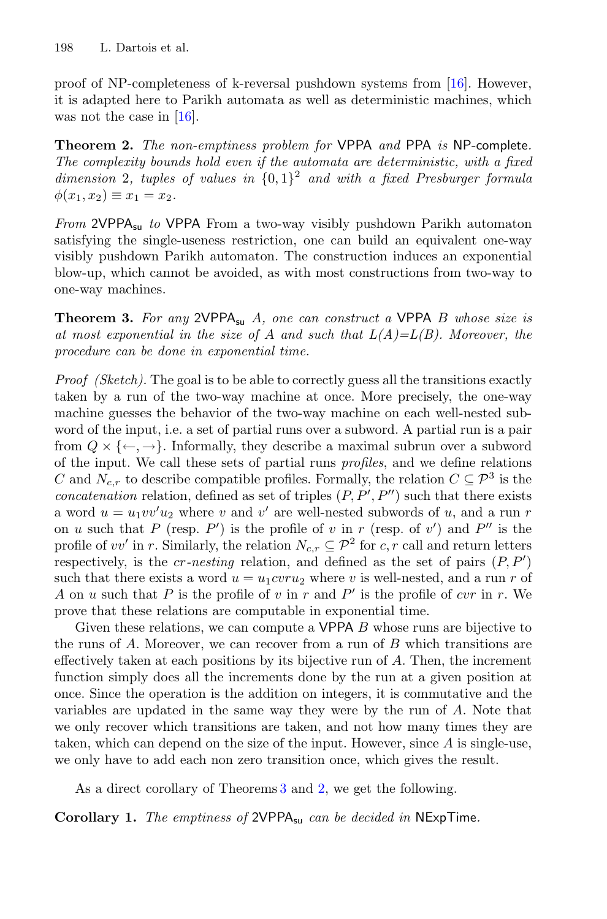proof of NP-completeness of k-reversal pushdown systems from [16]. However, it is adapted here to Parikh automata as well as deterministic machines, which was not the case in [16].

**Theorem 2.** *The non-emptiness problem for* VPPA *and* PPA *is* NP-complete*. The complexity bounds hold even if the automata are deterministic, with a fixed dimension* 2*, tuples of values in* $\{0,1\}^2$ *and with a fixed Presburger formula* $\phi(x_1, x_2) \equiv x_1 = x_2$.

*From* $\mathsf{2VPPA_{su}}$ *to* VPPA From a two-way visibly pushdown Parikh automaton satisfying the single-useness restriction, one can build an equivalent one-way visibly pushdown Parikh automaton. The construction induces an exponential blow-up, which cannot be avoided, as with most constructions from two-way to one-way machines.

**Theorem 3.** *For any* $\mathsf{2VPPA_{su}}$ $A$*, one can construct a* VPPA $B$ *whose size is at most exponential in the size of* $A$ *and such that* $L(A)=L(B)$*. Moreover, the procedure can be done in exponential time.*

*Proof (Sketch).* The goal is to be able to correctly guess all the transitions exactly taken by a run of the two-way machine at once. More precisely, the one-way machine guesses the behavior of the two-way machine on each well-nested subword of the input, i.e. a set of partial runs over a subword. A partial run is a pair from $Q \times \{\leftarrow, \rightarrow\}$. Informally, they describe a maximal subrun over a subword of the input. We call these sets of partial runs *profiles*, and we define relations $C$ and $N_{c,r}$ to describe compatible profiles. Formally, the relation $C \subseteq \mathcal{P}^3$ is the *concatenation* relation, defined as set of triples $(P, P', P'')$ such that there exists a word $u = u_1 v v' u_2$ where $v$ and $v'$ are well-nested subwords of $u$, and a run $r$ on $u$ such that $P$ (resp. $P'$) is the profile of $v$ in $r$ (resp. of $v'$) and $P''$ is the profile of $vv'$ in $r$. Similarly, the relation $N_{c,r} \subseteq \mathcal{P}^2$ for $c, r$ call and return letters respectively, is the *cr-nesting* relation, and defined as the set of pairs $(P, P')$ such that there exists a word $u = u_1 cvr u_2$ where $v$ is well-nested, and a run $r$ of $A$ on $u$ such that $P$ is the profile of $v$ in $r$ and $P'$ is the profile of $cvr$ in $r$. We prove that these relations are computable in exponential time.

Given these relations, we can compute a VPPA $B$ whose runs are bijective to the runs of $A$. Moreover, we can recover from a run of $B$ which transitions are effectively taken at each positions by its bijective run of $A$. Then, the increment function simply does all the increments done by the run at a given position at once. Since the operation is the addition on integers, it is commutative and the variables are updated in the same way they were by the run of $A$. Note that we only recover which transitions are taken, and not how many times they are taken, which can depend on the size of the input. However, since $A$ is single-use, we only have to add each non zero transition once, which gives the result.

As a direct corollary of Theorems 3 and 2, we get the following.

**Corollary 1.** *The emptiness of* $\mathsf{2VPPA_{su}}$ *can be decided in* NExpTime*.*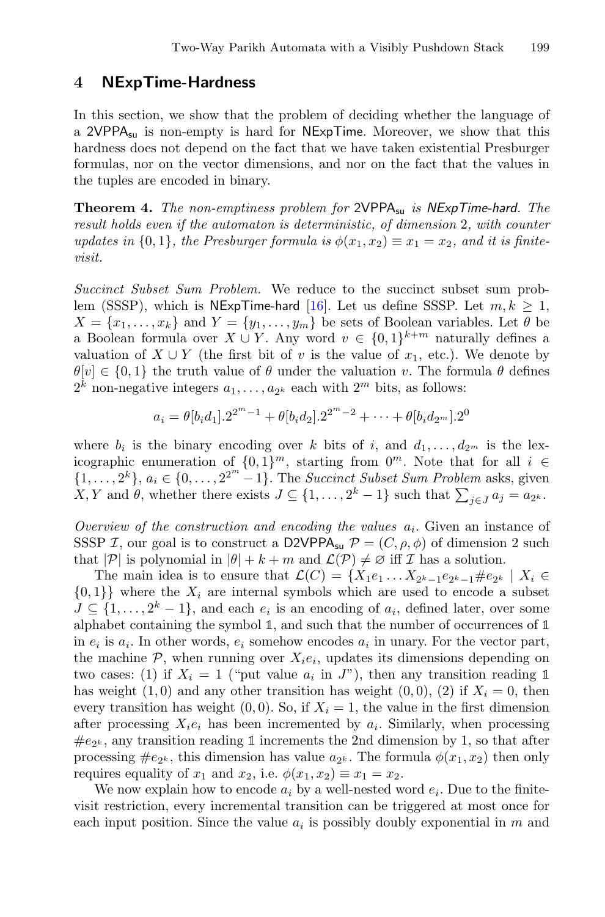## 4 NExpTime-Hardness

In this section, we show that the problem of deciding whether the language of a $\mathsf{2VPPA_{su}}$ is non-empty is hard for NExpTime. Moreover, we show that this hardness does not depend on the fact that we have taken existential Presburger formulas, nor on the vector dimensions, and nor on the fact that the values in the tuples are encoded in binary.

**Theorem 4.** *The non-emptiness problem for* $\mathsf{2VPPA_{su}}$ *is NExpTime-hard. The result holds even if the automaton is deterministic, of dimension 2, with counter updates in* $\{0, 1\}$*, the Presburger formula is* $\phi(x_1, x_2) \equiv x_1 = x_2$*, and it is finite-visit.*

*Succinct Subset Sum Problem.* We reduce to the succinct subset sum problem (SSSP), which is NExpTime-hard [16]. Let us define SSSP. Let $m, k \geq 1$, $X = \{x_1, \dots, x_k\}$ and $Y = \{y_1, \dots, y_m\}$ be sets of Boolean variables. Let $\theta$ be a Boolean formula over $X \cup Y$. Any word $v \in \{0, 1\}^{k+m}$ naturally defines a valuation of $X \cup Y$ (the first bit of $v$ is the value of $x_1$, etc.). We denote by $\theta[v] \in \{0, 1\}$ the truth value of $\theta$ under the valuation $v$. The formula $\theta$ defines $2^k$ non-negative integers $a_1, \dots, a_{2^k}$ each with $2^m$ bits, as follows:

$$a_i = \theta[b_i d_1].2^{2^m - 1} + \theta[b_i d_2].2^{2^m - 2} + \dots + \theta[b_i d_{2^m}].2^0$$

where $b_i$ is the binary encoding over $k$ bits of $i$, and $d_1, \dots, d_{2^m}$ is the lexicographic enumeration of $\{0, 1\}^m$, starting from $0^m$. Note that for all $i \in \{1, \dots, 2^k\}$, $a_i \in \{0, \dots, 2^{2^m} - 1\}$. The *Succinct Subset Sum Problem* asks, given $X, Y$ and $\theta$, whether there exists $J \subseteq \{1, \dots, 2^k - 1\}$ such that $\sum_{j \in J} a_j = a_{2^k}$.

*Overview of the construction and encoding the values* $a_i$*.* Given an instance of SSSP $\mathcal{I}$, our goal is to construct a $\mathsf{D2VPPA_{su}}$ $\mathcal{P} = (C, \rho, \phi)$ of dimension 2 such that $|\mathcal{P}|$ is polynomial in $|\theta| + k + m$ and $\mathcal{L}(\mathcal{P}) \neq \varnothing$ iff $\mathcal{I}$ has a solution.

The main idea is to ensure that $\mathcal{L}(C) = \{X_1 e_1 \dots X_{2^k - 1} e_{2^k - 1} \# e_{2^k} \mid X_i \in \{0, 1\}\}$ where the $X_i$ are internal symbols which are used to encode a subset $J \subseteq \{1, \dots, 2^k - 1\}$, and each $e_i$ is an encoding of $a_i$, defined later, over some alphabet containing the symbol $\mathbb{1}$, and such that the number of occurrences of $\mathbb{1}$ in $e_i$ is $a_i$. In other words, $e_i$ somehow encodes $a_i$ in unary. For the vector part, the machine $\mathcal{P}$, when running over $X_i e_i$, updates its dimensions depending on two cases: (1) if $X_i = 1$ ("put value $a_i$ in $J$"), then any transition reading $\mathbb{1}$ has weight $(1, 0)$ and any other transition has weight $(0, 0)$, (2) if $X_i = 0$, then every transition has weight $(0, 0)$. So, if $X_i = 1$, the value in the first dimension after processing $X_i e_i$ has been incremented by $a_i$. Similarly, when processing $\# e_{2^k}$, any transition reading $\mathbb{1}$ increments the 2nd dimension by 1, so that after processing $\# e_{2^k}$, this dimension has value $a_{2^k}$. The formula $\phi(x_1, x_2)$ then only requires equality of $x_1$ and $x_2$, i.e. $\phi(x_1, x_2) \equiv x_1 = x_2$.

We now explain how to encode $a_i$ by a well-nested word $e_i$. Due to the finite-visit restriction, every incremental transition can be triggered at most once for each input position. Since the value $a_i$ is possibly doubly exponential in $m$ and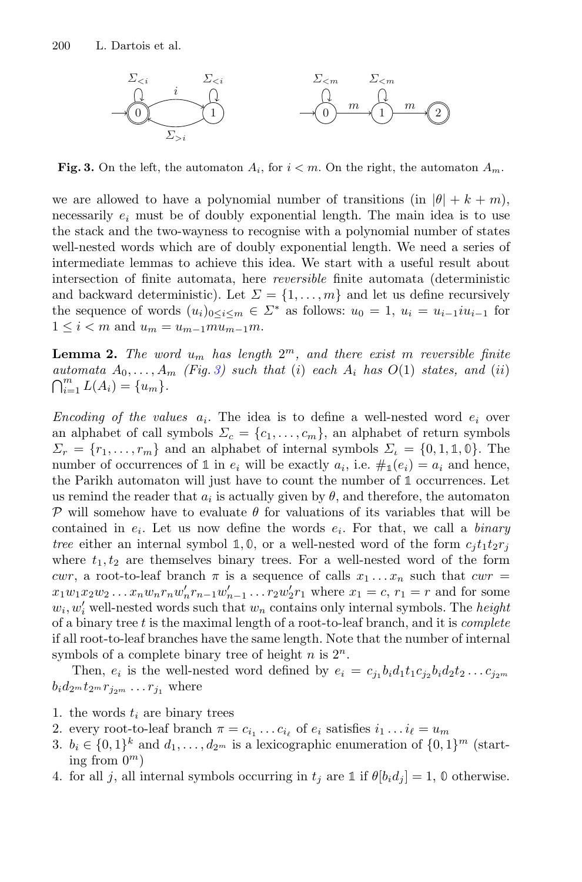**Fig. 3.** On the left, the automaton $A_i$, for $i < m$. On the right, the automaton $A_m$.

we are allowed to have a polynomial number of transitions (in $|\theta| + k + m$), necessarily $e_i$ must be of doubly exponential length. The main idea is to use the stack and the two-wayness to recognise with a polynomial number of states well-nested words which are of doubly exponential length. We need a series of intermediate lemmas to achieve this idea. We start with a useful result about intersection of finite automata, here *reversible* finite automata (deterministic and backward deterministic). Let $\Sigma = \{1, \ldots, m\}$ and let us define recursively the sequence of words $(u_i)_{0 \le i \le m} \in \Sigma^*$ as follows: $u_0 = 1$, $u_i = u_{i-1} i u_{i-1}$ for $1 \le i < m$ and $u_m = u_{m-1} m u_{m-1} m$.

**Lemma 2.** *The word $u_m$ has length $2^m$, and there exist $m$ reversible finite automata $A_0, \ldots, A_m$ (Fig. 3) such that (i) each $A_i$ has $O(1)$ states, and (ii) $\bigcap_{i=1}^{m} L(A_i) = \{u_m\}$.*

*Encoding of the values $a_i$.* The idea is to define a well-nested word $e_i$ over an alphabet of call symbols $\Sigma_c = \{c_1, \ldots, c_m\}$, an alphabet of return symbols $\Sigma_r = \{r_1, \ldots, r_m\}$ and an alphabet of internal symbols $\Sigma_\iota = \{0, 1, \mathbb{1}, \mathbb{0}\}$. The number of occurrences of $\mathbb{1}$ in $e_i$ will be exactly $a_i$, i.e. $\#_{\mathbb{1}}(e_i) = a_i$ and hence, the Parikh automaton will just have to count the number of $\mathbb{1}$ occurrences. Let us remind the reader that $a_i$ is actually given by $\theta$, and therefore, the automaton $\mathcal{P}$ will somehow have to evaluate $\theta$ for valuations of its variables that will be contained in $e_i$. Let us now define the words $e_i$. For that, we call a *binary tree* either an internal symbol $\mathbb{1}, \mathbb{0}$, or a well-nested word of the form $c_j t_1 t_2 r_j$ where $t_1, t_2$ are themselves binary trees. For a well-nested word of the form $cwr$, a root-to-leaf branch $\pi$ is a sequence of calls $x_1 \ldots x_n$ such that $cwr = x_1 w_1 x_2 w_2 \ldots x_n w_n r_n w'_n r_{n-1} w'_{n-1} \ldots r_2 w'_2 r_1$ where $x_1 = c$, $r_1 = r$ and for some $w_i, w'_i$ well-nested words such that $w_n$ contains only internal symbols. The *height* of a binary tree $t$ is the maximal length of a root-to-leaf branch, and it is *complete* if all root-to-leaf branches have the same length. Note that the number of internal symbols of a complete binary tree of height $n$ is $2^n$.

Then, $e_i$ is the well-nested word defined by $e_i = c_{j_1} b_i d_1 t_1 c_{j_2} b_i d_2 t_2 \ldots c_{j_{2^m}} b_i d_{2^m} t_{2^m} r_{j_{2^m}} \ldots r_{j_1}$ where

1. the words $t_i$ are binary trees
2. every root-to-leaf branch $\pi = c_{i_1} \ldots c_{i_\ell}$ of $e_i$ satisfies $i_1 \ldots i_\ell = u_m$
3. $b_i \in \{0,1\}^k$ and $d_1, \ldots, d_{2^m}$ is a lexicographic enumeration of $\{0,1\}^m$ (starting from $0^m$)
4. for all $j$, all internal symbols occurring in $t_j$ are $\mathbb{1}$ if $\theta[b_i d_j] = 1$, $\mathbb{0}$ otherwise.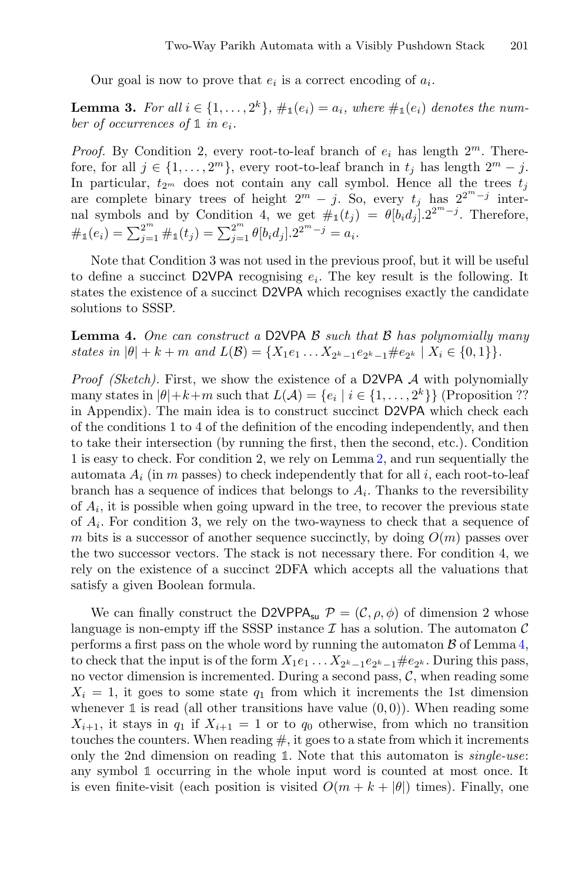Our goal is now to prove that $e_i$ is a correct encoding of $a_i$.

**Lemma 3.** *For all $i \in \{1, \ldots, 2^k\}$, $\#_{\mathbb{1}}(e_i) = a_i$, where $\#_{\mathbb{1}}(e_i)$ denotes the number of occurrences of $\mathbb{1}$ in $e_i$.*

*Proof.* By Condition 2, every root-to-leaf branch of $e_i$ has length $2^m$. Therefore, for all $j \in \{1, \ldots, 2^m\}$, every root-to-leaf branch in $t_j$ has length $2^m - j$. In particular, $t_{2^m}$ does not contain any call symbol. Hence all the trees $t_j$ are complete binary trees of height $2^m - j$. So, every $t_j$ has $2^{2^m-j}$ internal symbols and by Condition 4, we get $\#_{\mathbb{1}}(t_j) = \theta[b_i d_j].2^{2^m-j}$. Therefore, $\#_{\mathbb{1}}(e_i) = \sum_{j=1}^{2^m} \#_{\mathbb{1}}(t_j) = \sum_{j=1}^{2^m} \theta[b_i d_j].2^{2^m-j} = a_i$.

Note that Condition 3 was not used in the previous proof, but it will be useful to define a succinct D2VPA recognising $e_i$. The key result is the following. It states the existence of a succinct D2VPA which recognises exactly the candidate solutions to SSSP.

**Lemma 4.** *One can construct a* D2VPA $\mathcal{B}$ *such that* $\mathcal{B}$ *has polynomially many states in $|\theta| + k + m$ and $L(\mathcal{B}) = \{X_1 e_1 \ldots X_{2^k-1} e_{2^k-1} \# e_{2^k} \mid X_i \in \{0, 1\}\}$.*

*Proof (Sketch).* First, we show the existence of a D2VPA $\mathcal{A}$ with polynomially many states in $|\theta|+k+m$ such that $L(\mathcal{A}) = \{e_i \mid i \in \{1, \ldots, 2^k\}\}$ (Proposition ?? in Appendix). The main idea is to construct succinct D2VPA which check each of the conditions 1 to 4 of the definition of the encoding independently, and then to take their intersection (by running the first, then the second, etc.). Condition 1 is easy to check. For condition 2, we rely on Lemma 2, and run sequentially the automata $A_i$ (in $m$ passes) to check independently that for all $i$, each root-to-leaf branch has a sequence of indices that belongs to $A_i$. Thanks to the reversibility of $A_i$, it is possible when going upward in the tree, to recover the previous state of $A_i$. For condition 3, we rely on the two-wayness to check that a sequence of $m$ bits is a successor of another sequence succinctly, by doing $O(m)$ passes over the two successor vectors. The stack is not necessary there. For condition 4, we rely on the existence of a succinct 2DFA which accepts all the valuations that satisfy a given Boolean formula.

We can finally construct the $\mathsf{D2VPPA_{su}}$ $\mathcal{P} = (\mathcal{C}, \rho, \phi)$ of dimension 2 whose language is non-empty iff the SSSP instance $\mathcal{I}$ has a solution. The automaton $\mathcal{C}$ performs a first pass on the whole word by running the automaton $\mathcal{B}$ of Lemma 4, to check that the input is of the form $X_1 e_1 \ldots X_{2^k-1} e_{2^k-1} \# e_{2^k}$. During this pass, no vector dimension is incremented. During a second pass, $\mathcal{C}$, when reading some $X_i = 1$, it goes to some state $q_1$ from which it increments the 1st dimension whenever $\mathbb{1}$ is read (all other transitions have value $(0, 0)$). When reading some $X_{i+1}$, it stays in $q_1$ if $X_{i+1} = 1$ or to $q_0$ otherwise, from which no transition touches the counters. When reading $\#$, it goes to a state from which it increments only the 2nd dimension on reading $\mathbb{1}$. Note that this automaton is *single-use*: any symbol $\mathbb{1}$ occurring in the whole input word is counted at most once. It is even finite-visit (each position is visited $O(m + k + |\theta|)$ times). Finally, one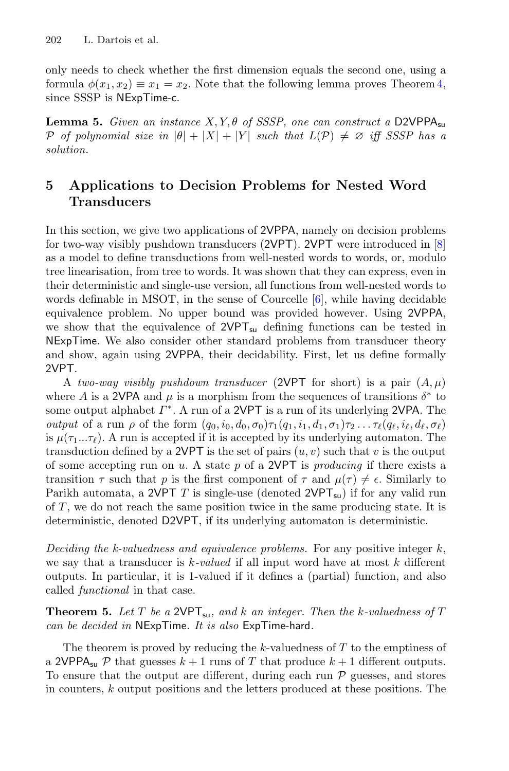only needs to check whether the first dimension equals the second one, using a formula $\phi(x_1, x_2) \equiv x_1 = x_2$. Note that the following lemma proves Theorem 4, since SSSP is NExpTime-c.

**Lemma 5.** *Given an instance $X, Y, \theta$ of SSSP, one can construct a* $\mathsf{D2VPPA_{su}}$ *$\mathcal{P}$ of polynomial size in $|\theta| + |X| + |Y|$ such that $L(\mathcal{P}) \neq \varnothing$ iff SSSP has a solution.*

## 5 Applications to Decision Problems for Nested Word Transducers

In this section, we give two applications of 2VPPA, namely on decision problems for two-way visibly pushdown transducers (2VPT). 2VPT were introduced in [8] as a model to define transductions from well-nested words to words, or, modulo tree linearisation, from tree to words. It was shown that they can express, even in their deterministic and single-use version, all functions from well-nested words to words definable in MSOT, in the sense of Courcelle [6], while having decidable equivalence problem. No upper bound was provided however. Using 2VPPA, we show that the equivalence of $\mathsf{2VPT_{su}}$ defining functions can be tested in NExpTime. We also consider other standard problems from transducer theory and show, again using 2VPPA, their decidability. First, let us define formally 2VPT.

A *two-way visibly pushdown transducer* (2VPT for short) is a pair $(A, \mu)$ where $A$ is a 2VPA and $\mu$ is a morphism from the sequences of transitions $\delta^*$ to some output alphabet $\Gamma^*$. A run of a 2VPT is a run of its underlying 2VPA. The *output* of a run $\rho$ of the form $(q_0, i_0, d_0, \sigma_0)\tau_1(q_1, i_1, d_1, \sigma_1)\tau_2 \ldots \tau_\ell(q_\ell, i_\ell, d_\ell, \sigma_\ell)$ is $\mu(\tau_1 ... \tau_\ell)$. A run is accepted if it is accepted by its underlying automaton. The transduction defined by a 2VPT is the set of pairs $(u, v)$ such that $v$ is the output of some accepting run on $u$. A state $p$ of a 2VPT is *producing* if there exists a transition $\tau$ such that $p$ is the first component of $\tau$ and $\mu(\tau) \neq \epsilon$. Similarly to Parikh automata, a 2VPT $T$ is single-use (denoted $\mathsf{2VPT_{su}}$) if for any valid run of $T$, we do not reach the same position twice in the same producing state. It is deterministic, denoted D2VPT, if its underlying automaton is deterministic.

*Deciding the $k$-valuedness and equivalence problems.* For any positive integer $k$, we say that a transducer is *$k$-valued* if all input word have at most $k$ different outputs. In particular, it is 1-valued if it defines a (partial) function, and also called *functional* in that case.

**Theorem 5.** *Let $T$ be a* $\mathsf{2VPT_{su}}$*, and $k$ an integer. Then the $k$-valuedness of $T$ can be decided in* NExpTime*. It is also* ExpTime-hard*.*

The theorem is proved by reducing the $k$-valuedness of $T$ to the emptiness of a $\mathsf{2VPPA_{su}}$ $\mathcal{P}$ that guesses $k+1$ runs of $T$ that produce $k+1$ different outputs. To ensure that the output are different, during each run $\mathcal{P}$ guesses, and stores in counters, $k$ output positions and the letters produced at these positions. The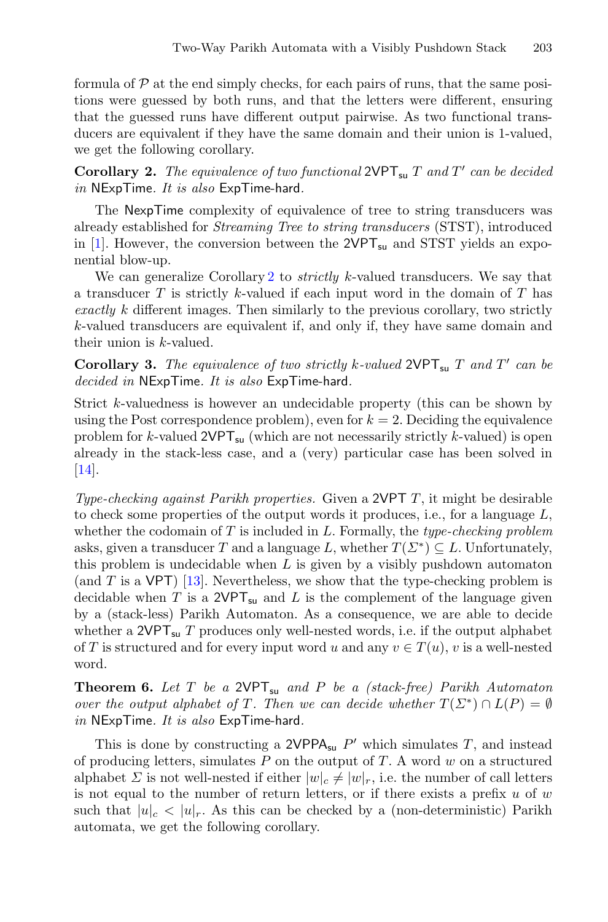formula of $\mathcal{P}$ at the end simply checks, for each pairs of runs, that the same positions were guessed by both runs, and that the letters were different, ensuring that the guessed runs have different output pairwise. As two functional transducers are equivalent if they have the same domain and their union is 1-valued, we get the following corollary.

**Corollary 2.** *The equivalence of two functional* $\mathsf{2VPT_{su}}$ $T$ *and* $T'$ *can be decided in* $\mathsf{NExpTime}$*. It is also* $\mathsf{ExpTime}$*-hard.*

The $\mathsf{NexpTime}$ complexity of equivalence of tree to string transducers was already established for *Streaming Tree to string transducers* (STST), introduced in [1]. However, the conversion between the $\mathsf{2VPT_{su}}$ and STST yields an exponential blow-up.

We can generalize Corollary 2 to *strictly* $k$-valued transducers. We say that a transducer $T$ is strictly $k$-valued if each input word in the domain of $T$ has *exactly* $k$ different images. Then similarly to the previous corollary, two strictly $k$-valued transducers are equivalent if, and only if, they have same domain and their union is $k$-valued.

**Corollary 3.** *The equivalence of two strictly $k$-valued* $\mathsf{2VPT_{su}}$ $T$ *and* $T'$ *can be decided in* $\mathsf{NExpTime}$*. It is also* $\mathsf{ExpTime}$*-hard.*

Strict $k$-valuedness is however an undecidable property (this can be shown by using the Post correspondence problem), even for $k = 2$. Deciding the equivalence problem for $k$-valued $\mathsf{2VPT_{su}}$ (which are not necessarily strictly $k$-valued) is open already in the stack-less case, and a (very) particular case has been solved in [14].

*Type-checking against Parikh properties.* Given a $\mathsf{2VPT}$ $T$, it might be desirable to check some properties of the output words it produces, i.e., for a language $L$, whether the codomain of $T$ is included in $L$. Formally, the *type-checking problem* asks, given a transducer $T$ and a language $L$, whether $T(\Sigma^*) \subseteq L$. Unfortunately, this problem is undecidable when $L$ is given by a visibly pushdown automaton (and $T$ is a $\mathsf{VPT}$) [13]. Nevertheless, we show that the type-checking problem is decidable when $T$ is a $\mathsf{2VPT_{su}}$ and $L$ is the complement of the language given by a (stack-less) Parikh Automaton. As a consequence, we are able to decide whether a $\mathsf{2VPT_{su}}$ $T$ produces only well-nested words, i.e. if the output alphabet of $T$ is structured and for every input word $u$ and any $v \in T(u)$, $v$ is a well-nested word.

**Theorem 6.** *Let $T$ be a* $\mathsf{2VPT_{su}}$ *and $P$ be a (stack-free) Parikh Automaton over the output alphabet of $T$. Then we can decide whether* $T(\Sigma^*) \cap L(P) = \emptyset$ *in* $\mathsf{NExpTime}$*. It is also* $\mathsf{ExpTime}$*-hard.*

This is done by constructing a $\mathsf{2VPPA_{su}}$ $P'$ which simulates $T$, and instead of producing letters, simulates $P$ on the output of $T$. A word $w$ on a structured alphabet $\Sigma$ is not well-nested if either $|w|_c \neq |w|_r$, i.e. the number of call letters is not equal to the number of return letters, or if there exists a prefix $u$ of $w$ such that $|u|_c < |u|_r$. As this can be checked by a (non-deterministic) Parikh automata, we get the following corollary.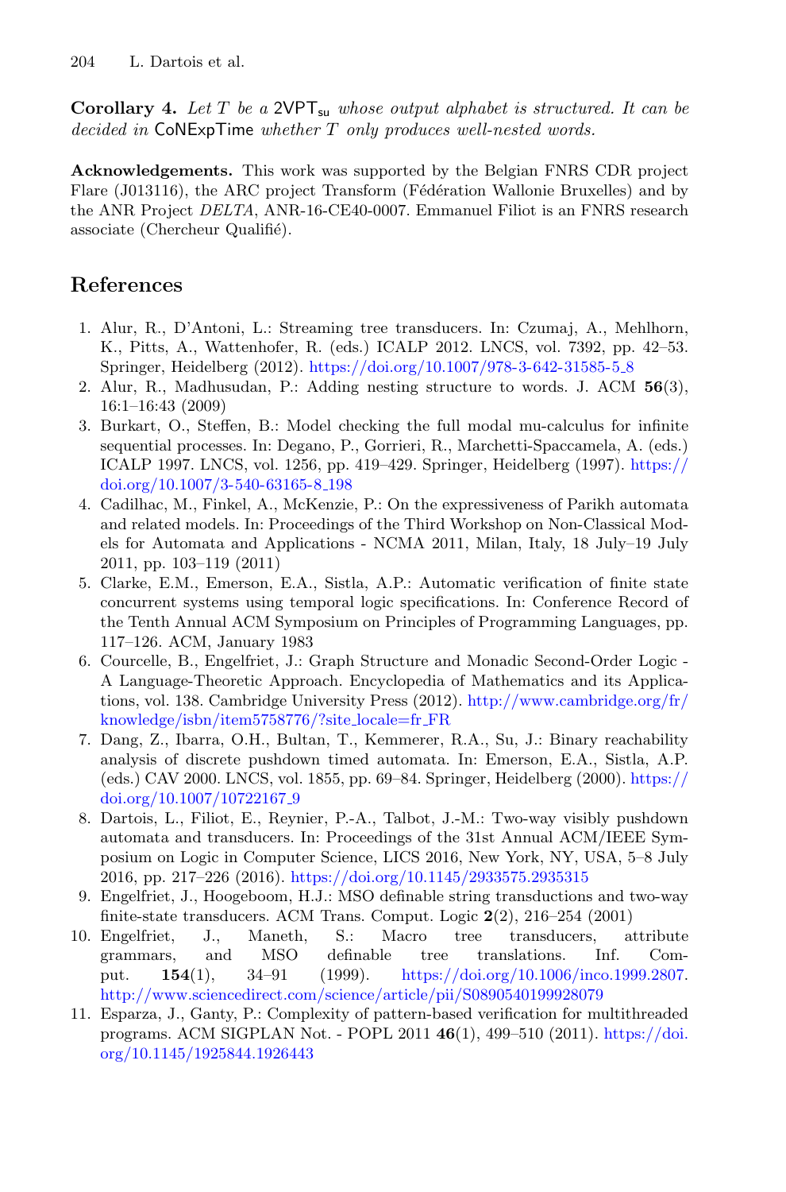**Corollary 4.** *Let $T$ be a* $\mathsf{2VPT_{su}}$ *whose output alphabet is structured. It can be decided in* $\mathsf{CoNExpTime}$ *whether $T$ only produces well-nested words.*

**Acknowledgements.** This work was supported by the Belgian FNRS CDR project Flare (J013116), the ARC project Transform (Fédération Wallonie Bruxelles) and by the ANR Project *DELTA*, ANR-16-CE40-0007. Emmanuel Filiot is an FNRS research associate (Chercheur Qualifié).

## References

1. Alur, R., D'Antoni, L.: Streaming tree transducers. In: Czumaj, A., Mehlhorn, K., Pitts, A., Wattenhofer, R. (eds.) ICALP 2012. LNCS, vol. 7392, pp. 42–53. Springer, Heidelberg (2012). https://doi.org/10.1007/978-3-642-31585-5_8
2. Alur, R., Madhusudan, P.: Adding nesting structure to words. J. ACM **56**(3), 16:1–16:43 (2009)
3. Burkart, O., Steffen, B.: Model checking the full modal mu-calculus for infinite sequential processes. In: Degano, P., Gorrieri, R., Marchetti-Spaccamela, A. (eds.) ICALP 1997. LNCS, vol. 1256, pp. 419–429. Springer, Heidelberg (1997). https://doi.org/10.1007/3-540-63165-8_198
4. Cadilhac, M., Finkel, A., McKenzie, P.: On the expressiveness of Parikh automata and related models. In: Proceedings of the Third Workshop on Non-Classical Models for Automata and Applications - NCMA 2011, Milan, Italy, 18 July–19 July 2011, pp. 103–119 (2011)
5. Clarke, E.M., Emerson, E.A., Sistla, A.P.: Automatic verification of finite state concurrent systems using temporal logic specifications. In: Conference Record of the Tenth Annual ACM Symposium on Principles of Programming Languages, pp. 117–126. ACM, January 1983
6. Courcelle, B., Engelfriet, J.: Graph Structure and Monadic Second-Order Logic - A Language-Theoretic Approach. Encyclopedia of Mathematics and its Applications, vol. 138. Cambridge University Press (2012). http://www.cambridge.org/fr/knowledge/isbn/item5758776/?site_locale=fr_FR
7. Dang, Z., Ibarra, O.H., Bultan, T., Kemmerer, R.A., Su, J.: Binary reachability analysis of discrete pushdown timed automata. In: Emerson, E.A., Sistla, A.P. (eds.) CAV 2000. LNCS, vol. 1855, pp. 69–84. Springer, Heidelberg (2000). https://doi.org/10.1007/10722167_9
8. Dartois, L., Filiot, E., Reynier, P.-A., Talbot, J.-M.: Two-way visibly pushdown automata and transducers. In: Proceedings of the 31st Annual ACM/IEEE Symposium on Logic in Computer Science, LICS 2016, New York, NY, USA, 5–8 July 2016, pp. 217–226 (2016). https://doi.org/10.1145/2933575.2935315
9. Engelfriet, J., Hoogeboom, H.J.: MSO definable string transductions and two-way finite-state transducers. ACM Trans. Comput. Logic **2**(2), 216–254 (2001)
10. Engelfriet, J., Maneth, S.: Macro tree transducers, attribute grammars, and MSO definable tree translations. Inf. Comput. **154**(1), 34–91 (1999). https://doi.org/10.1006/inco.1999.2807. http://www.sciencedirect.com/science/article/pii/S0890540199928079
11. Esparza, J., Ganty, P.: Complexity of pattern-based verification for multithreaded programs. ACM SIGPLAN Not. - POPL 2011 **46**(1), 499–510 (2011). https://doi.org/10.1145/1925844.1926443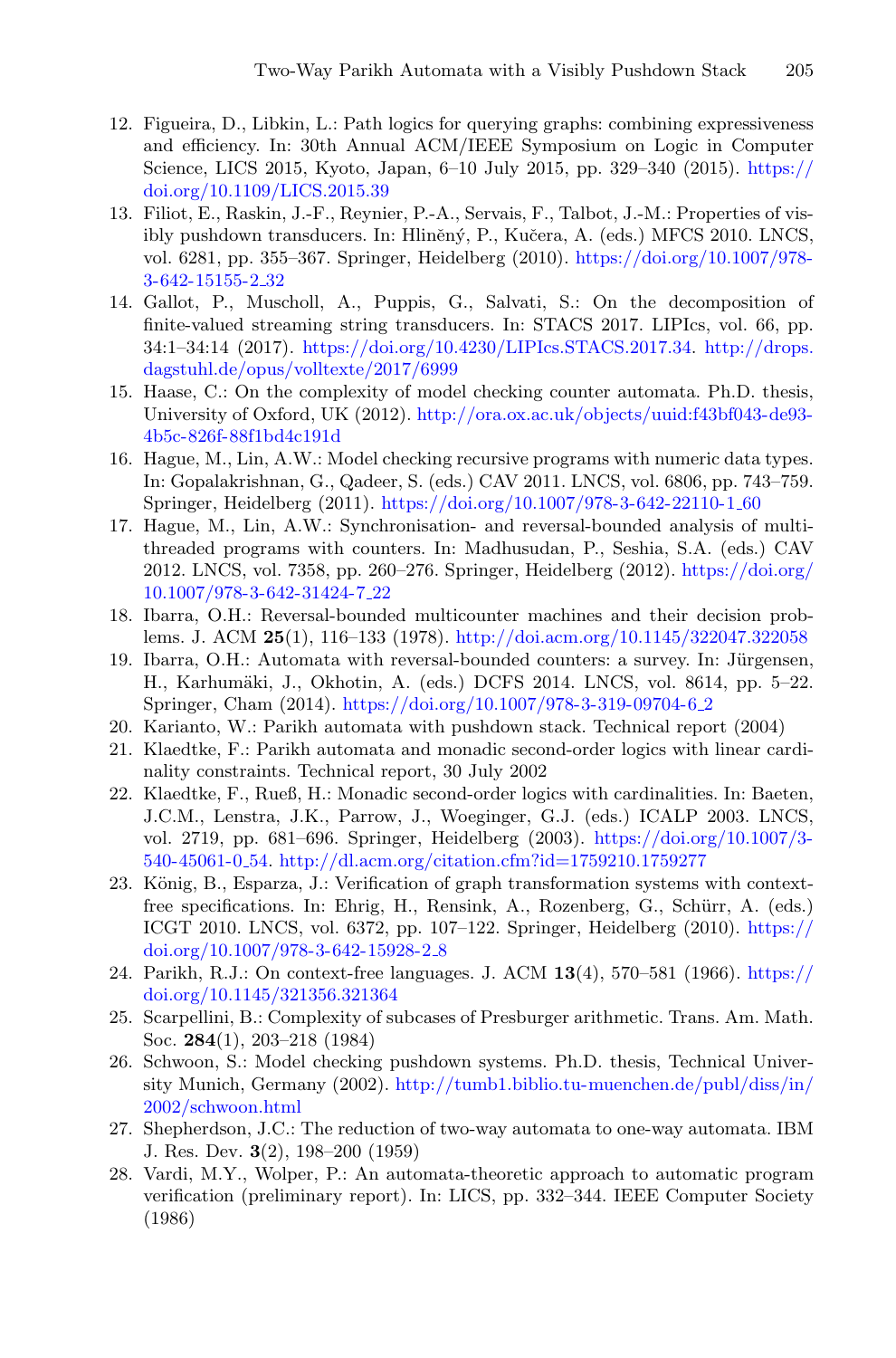12. Figueira, D., Libkin, L.: Path logics for querying graphs: combining expressiveness and efficiency. In: 30th Annual ACM/IEEE Symposium on Logic in Computer Science, LICS 2015, Kyoto, Japan, 6–10 July 2015, pp. 329–340 (2015). https://doi.org/10.1109/LICS.2015.39
13. Filiot, E., Raskin, J.-F., Reynier, P.-A., Servais, F., Talbot, J.-M.: Properties of visibly pushdown transducers. In: Hliněný, P., Kučera, A. (eds.) MFCS 2010. LNCS, vol. 6281, pp. 355–367. Springer, Heidelberg (2010). https://doi.org/10.1007/978-3-642-15155-2_32
14. Gallot, P., Muscholl, A., Puppis, G., Salvati, S.: On the decomposition of finite-valued streaming string transducers. In: STACS 2017. LIPIcs, vol. 66, pp. 34:1–34:14 (2017). https://doi.org/10.4230/LIPIcs.STACS.2017.34. http://drops.dagstuhl.de/opus/volltexte/2017/6999
15. Haase, C.: On the complexity of model checking counter automata. Ph.D. thesis, University of Oxford, UK (2012). http://ora.ox.ac.uk/objects/uuid:f43bf043-de93-4b5c-826f-88f1bd4c191d
16. Hague, M., Lin, A.W.: Model checking recursive programs with numeric data types. In: Gopalakrishnan, G., Qadeer, S. (eds.) CAV 2011. LNCS, vol. 6806, pp. 743–759. Springer, Heidelberg (2011). https://doi.org/10.1007/978-3-642-22110-1_60
17. Hague, M., Lin, A.W.: Synchronisation- and reversal-bounded analysis of multithreaded programs with counters. In: Madhusudan, P., Seshia, S.A. (eds.) CAV 2012. LNCS, vol. 7358, pp. 260–276. Springer, Heidelberg (2012). https://doi.org/10.1007/978-3-642-31424-7_22
18. Ibarra, O.H.: Reversal-bounded multicounter machines and their decision problems. J. ACM **25**(1), 116–133 (1978). http://doi.acm.org/10.1145/322047.322058
19. Ibarra, O.H.: Automata with reversal-bounded counters: a survey. In: Jürgensen, H., Karhumäki, J., Okhotin, A. (eds.) DCFS 2014. LNCS, vol. 8614, pp. 5–22. Springer, Cham (2014). https://doi.org/10.1007/978-3-319-09704-6_2
20. Karianto, W.: Parikh automata with pushdown stack. Technical report (2004)
21. Klaedtke, F.: Parikh automata and monadic second-order logics with linear cardinality constraints. Technical report, 30 July 2002
22. Klaedtke, F., Rueß, H.: Monadic second-order logics with cardinalities. In: Baeten, J.C.M., Lenstra, J.K., Parrow, J., Woeginger, G.J. (eds.) ICALP 2003. LNCS, vol. 2719, pp. 681–696. Springer, Heidelberg (2003). https://doi.org/10.1007/3-540-45061-0_54. http://dl.acm.org/citation.cfm?id=1759210.1759277
23. König, B., Esparza, J.: Verification of graph transformation systems with context-free specifications. In: Ehrig, H., Rensink, A., Rozenberg, G., Schürr, A. (eds.) ICGT 2010. LNCS, vol. 6372, pp. 107–122. Springer, Heidelberg (2010). https://doi.org/10.1007/978-3-642-15928-2_8
24. Parikh, R.J.: On context-free languages. J. ACM **13**(4), 570–581 (1966). https://doi.org/10.1145/321356.321364
25. Scarpellini, B.: Complexity of subcases of Presburger arithmetic. Trans. Am. Math. Soc. **284**(1), 203–218 (1984)
26. Schwoon, S.: Model checking pushdown systems. Ph.D. thesis, Technical University Munich, Germany (2002). http://tumb1.biblio.tu-muenchen.de/publ/diss/in/2002/schwoon.html
27. Shepherdson, J.C.: The reduction of two-way automata to one-way automata. IBM J. Res. Dev. **3**(2), 198–200 (1959)
28. Vardi, M.Y., Wolper, P.: An automata-theoretic approach to automatic program verification (preliminary report). In: LICS, pp. 332–344. IEEE Computer Society (1986)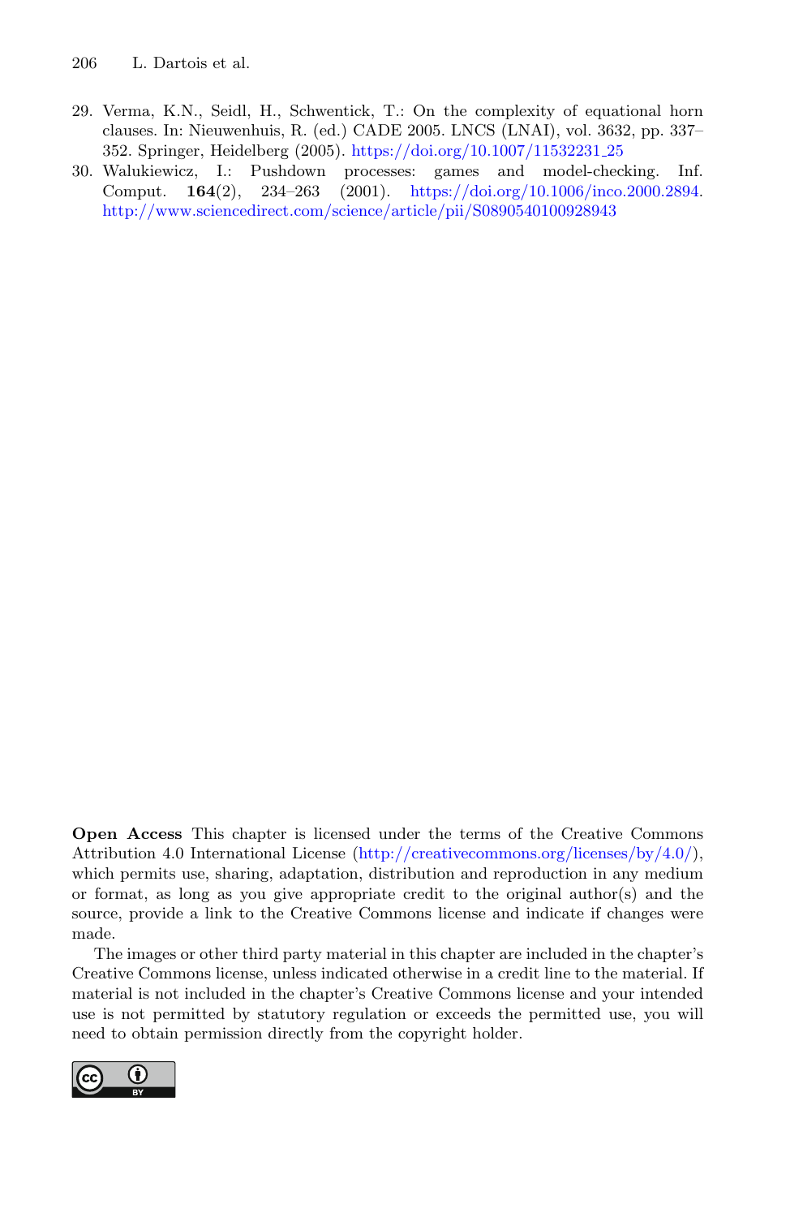29. Verma, K.N., Seidl, H., Schwentick, T.: On the complexity of equational horn clauses. In: Nieuwenhuis, R. (ed.) CADE 2005. LNCS (LNAI), vol. 3632, pp. 337–352. Springer, Heidelberg (2005). https://doi.org/10.1007/11532231_25
30. Walukiewicz, I.: Pushdown processes: games and model-checking. Inf. Comput. **164**(2), 234–263 (2001). https://doi.org/10.1006/inco.2000.2894. http://www.sciencedirect.com/science/article/pii/S0890540100928943

**Open Access** This chapter is licensed under the terms of the Creative Commons Attribution 4.0 International License (http://creativecommons.org/licenses/by/4.0/), which permits use, sharing, adaptation, distribution and reproduction in any medium or format, as long as you give appropriate credit to the original author(s) and the source, provide a link to the Creative Commons license and indicate if changes were made.

The images or other third party material in this chapter are included in the chapter's Creative Commons license, unless indicated otherwise in a credit line to the material. If material is not included in the chapter's Creative Commons license and your intended use is not permitted by statutory regulation or exceeds the permitted use, you will need to obtain permission directly from the copyright holder.